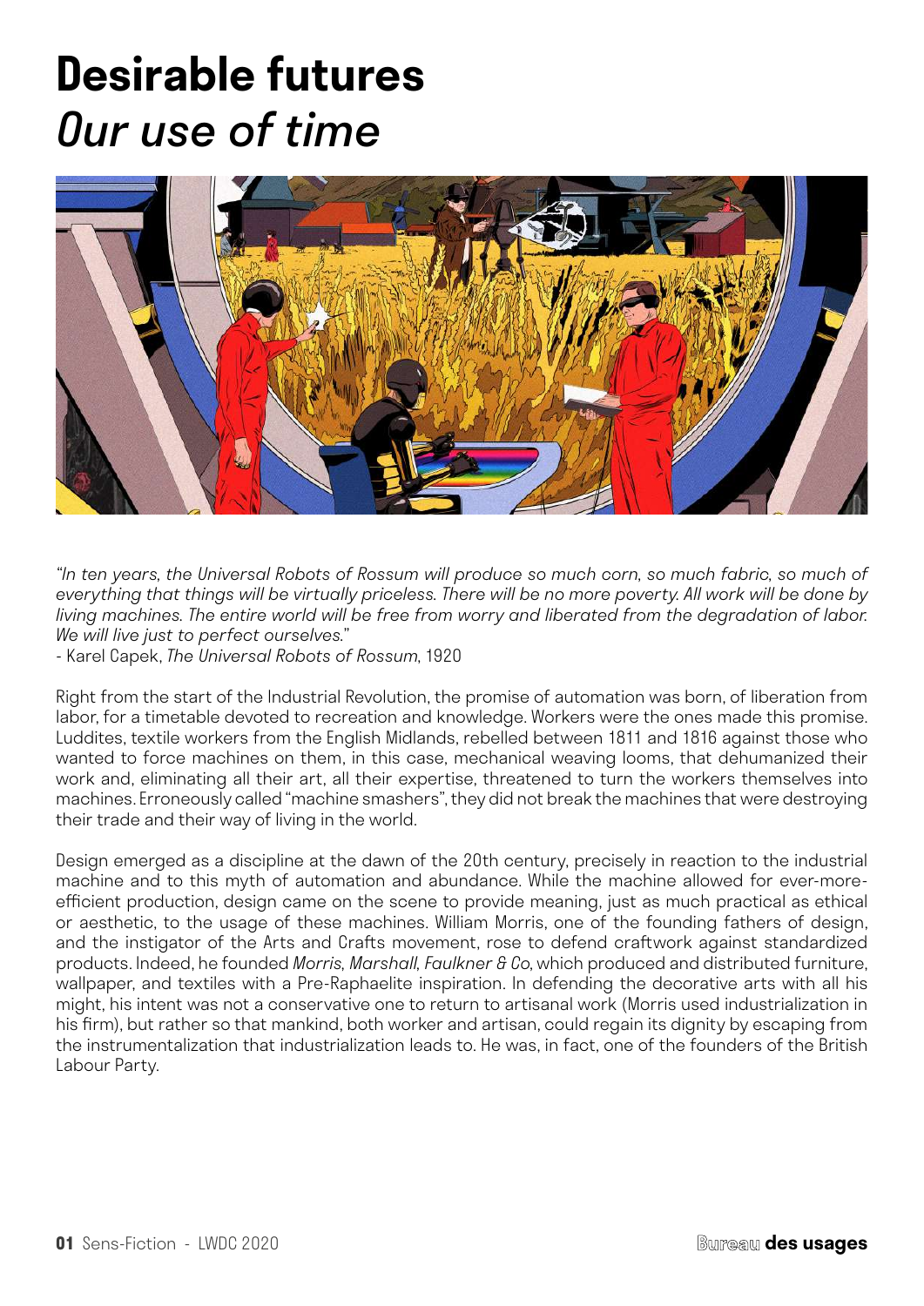# Desirable futures
## *Our use of time*

*"In ten years, the Universal Robots of Rossum will produce so much corn, so much fabric, so much of everything that things will be virtually priceless. There will be no more poverty. All work will be done by living machines. The entire world will be free from worry and liberated from the degradation of labor. We will live just to perfect ourselves."*
- Karel Capek, *The Universal Robots of Rossum*, 1920

Right from the start of the Industrial Revolution, the promise of automation was born, of liberation from labor, for a timetable devoted to recreation and knowledge. Workers were the ones made this promise. Luddites, textile workers from the English Midlands, rebelled between 1811 and 1816 against those who wanted to force machines on them, in this case, mechanical weaving looms, that dehumanized their work and, eliminating all their art, all their expertise, threatened to turn the workers themselves into machines. Erroneously called "machine smashers", they did not break the machines that were destroying their trade and their way of living in the world.

Design emerged as a discipline at the dawn of the 20th century, precisely in reaction to the industrial machine and to this myth of automation and abundance. While the machine allowed for ever-more-efficient production, design came on the scene to provide meaning, just as much practical as ethical or aesthetic, to the usage of these machines. William Morris, one of the founding fathers of design, and the instigator of the Arts and Crafts movement, rose to defend craftwork against standardized products. Indeed, he founded *Morris, Marshall, Faulkner & Co*, which produced and distributed furniture, wallpaper, and textiles with a Pre-Raphaelite inspiration. In defending the decorative arts with all his might, his intent was not a conservative one to return to artisanal work (Morris used industrialization in his firm), but rather so that mankind, both worker and artisan, could regain its dignity by escaping from the instrumentalization that industrialization leads to. He was, in fact, one of the founders of the British Labour Party.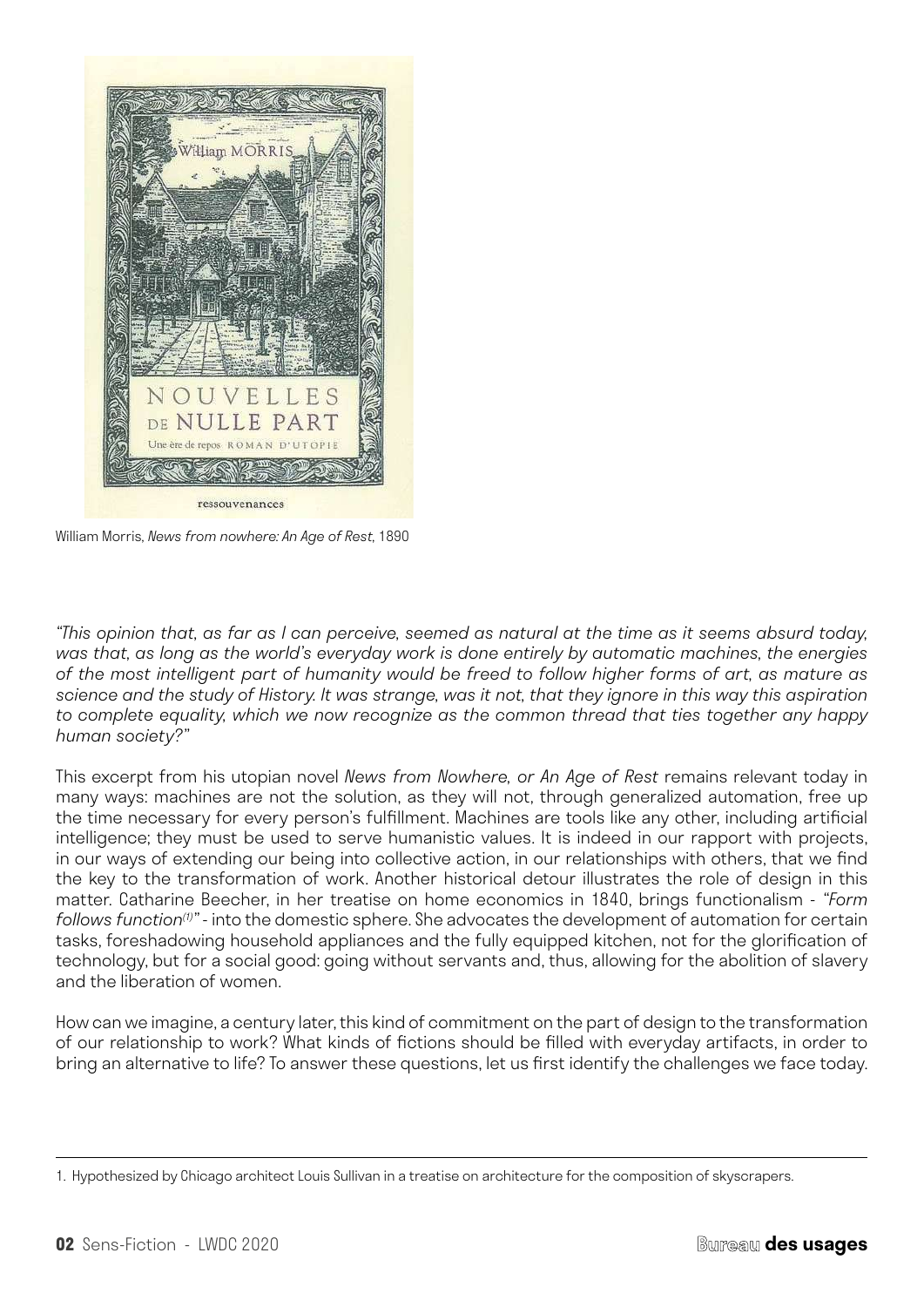William Morris, *News from nowhere: An Age of Rest*, 1890

*"This opinion that, as far as I can perceive, seemed as natural at the time as it seems absurd today, was that, as long as the world's everyday work is done entirely by automatic machines, the energies of the most intelligent part of humanity would be freed to follow higher forms of art, as mature as science and the study of History. It was strange, was it not, that they ignore in this way this aspiration to complete equality, which we now recognize as the common thread that ties together any happy human society?"*

This excerpt from his utopian novel *News from Nowhere, or An Age of Rest* remains relevant today in many ways: machines are not the solution, as they will not, through generalized automation, free up the time necessary for every person's fulfillment. Machines are tools like any other, including artificial intelligence; they must be used to serve humanistic values. It is indeed in our rapport with projects, in our ways of extending our being into collective action, in our relationships with others, that we find the key to the transformation of work. Another historical detour illustrates the role of design in this matter. Catharine Beecher, in her treatise on home economics in 1840, brings functionalism - *"Form follows function[1]"* - into the domestic sphere. She advocates the development of automation for certain tasks, foreshadowing household appliances and the fully equipped kitchen, not for the glorification of technology, but for a social good: going without servants and, thus, allowing for the abolition of slavery and the liberation of women.

How can we imagine, a century later, this kind of commitment on the part of design to the transformation of our relationship to work? What kinds of fictions should be filled with everyday artifacts, in order to bring an alternative to life? To answer these questions, let us first identify the challenges we face today.

---

1. Hypothesized by Chicago architect Louis Sullivan in a treatise on architecture for the composition of skyscrapers.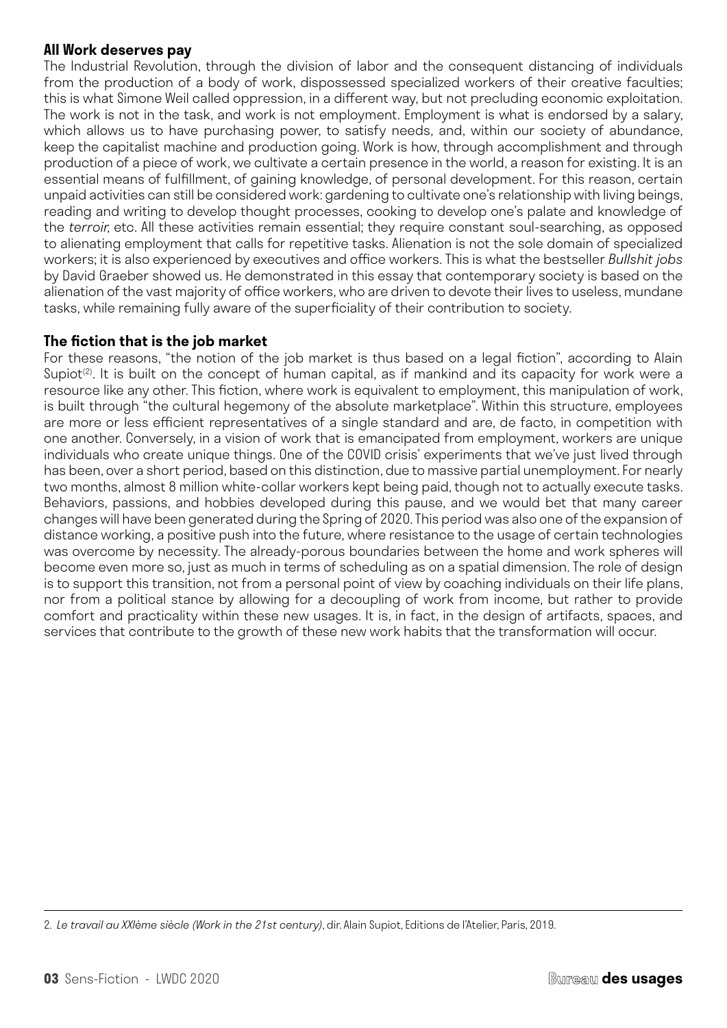## All Work deserves pay

The Industrial Revolution, through the division of labor and the consequent distancing of individuals from the production of a body of work, dispossessed specialized workers of their creative faculties; this is what Simone Weil called oppression, in a different way, but not precluding economic exploitation. The work is not in the task, and work is not employment. Employment is what is endorsed by a salary, which allows us to have purchasing power, to satisfy needs, and, within our society of abundance, keep the capitalist machine and production going. Work is how, through accomplishment and through production of a piece of work, we cultivate a certain presence in the world, a reason for existing. It is an essential means of fulfillment, of gaining knowledge, of personal development. For this reason, certain unpaid activities can still be considered work: gardening to cultivate one's relationship with living beings, reading and writing to develop thought processes, cooking to develop one's palate and knowledge of the *terroir*, etc. All these activities remain essential; they require constant soul-searching, as opposed to alienating employment that calls for repetitive tasks. Alienation is not the sole domain of specialized workers; it is also experienced by executives and office workers. This is what the bestseller *Bullshit jobs* by David Graeber showed us. He demonstrated in this essay that contemporary society is based on the alienation of the vast majority of office workers, who are driven to devote their lives to useless, mundane tasks, while remaining fully aware of the superficiality of their contribution to society.

## The fiction that is the job market

For these reasons, "the notion of the job market is thus based on a legal fiction", according to Alain Supiot[2]. It is built on the concept of human capital, as if mankind and its capacity for work were a resource like any other. This fiction, where work is equivalent to employment, this manipulation of work, is built through "the cultural hegemony of the absolute marketplace". Within this structure, employees are more or less efficient representatives of a single standard and are, de facto, in competition with one another. Conversely, in a vision of work that is emancipated from employment, workers are unique individuals who create unique things. One of the COVID crisis' experiments that we've just lived through has been, over a short period, based on this distinction, due to massive partial unemployment. For nearly two months, almost 8 million white-collar workers kept being paid, though not to actually execute tasks. Behaviors, passions, and hobbies developed during this pause, and we would bet that many career changes will have been generated during the Spring of 2020. This period was also one of the expansion of distance working, a positive push into the future, where resistance to the usage of certain technologies was overcome by necessity. The already-porous boundaries between the home and work spheres will become even more so, just as much in terms of scheduling as on a spatial dimension. The role of design is to support this transition, not from a personal point of view by coaching individuals on their life plans, nor from a political stance by allowing for a decoupling of work from income, but rather to provide comfort and practicality within these new usages. It is, in fact, in the design of artifacts, spaces, and services that contribute to the growth of these new work habits that the transformation will occur.

---

2. *Le travail au XXIème siècle (Work in the 21st century)*, dir. Alain Supiot, Editions de l'Atelier, Paris, 2019.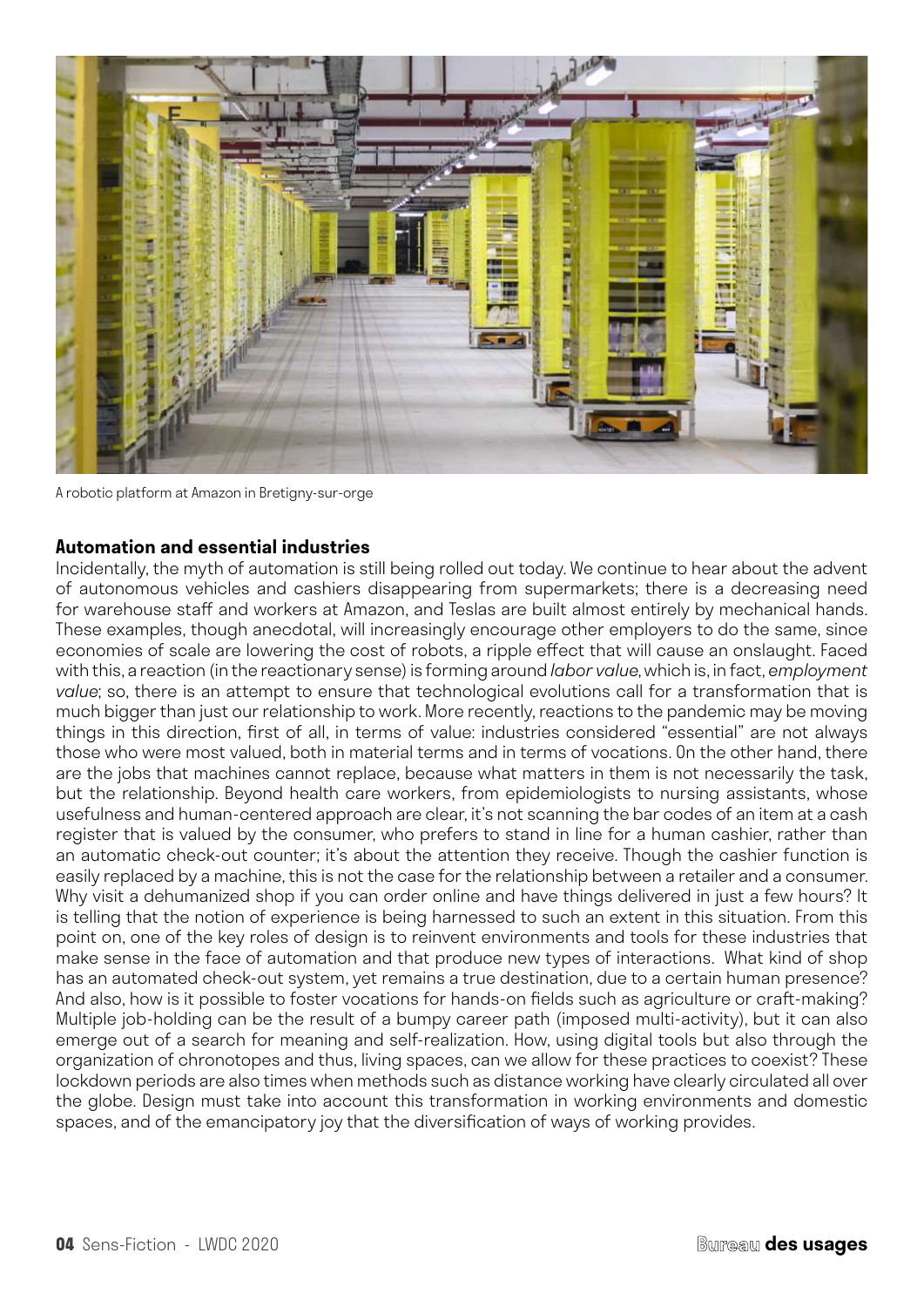A robotic platform at Amazon in Bretigny-sur-orge

### Automation and essential industries

Incidentally, the myth of automation is still being rolled out today. We continue to hear about the advent of autonomous vehicles and cashiers disappearing from supermarkets; there is a decreasing need for warehouse staff and workers at Amazon, and Teslas are built almost entirely by mechanical hands. These examples, though anecdotal, will increasingly encourage other employers to do the same, since economies of scale are lowering the cost of robots, a ripple effect that will cause an onslaught. Faced with this, a reaction (in the reactionary sense) is forming around *labor value*, which is, in fact, *employment value*; so, there is an attempt to ensure that technological evolutions call for a transformation that is much bigger than just our relationship to work. More recently, reactions to the pandemic may be moving things in this direction, first of all, in terms of value: industries considered "essential" are not always those who were most valued, both in material terms and in terms of vocations. On the other hand, there are the jobs that machines cannot replace, because what matters in them is not necessarily the task, but the relationship. Beyond health care workers, from epidemiologists to nursing assistants, whose usefulness and human-centered approach are clear, it's not scanning the bar codes of an item at a cash register that is valued by the consumer, who prefers to stand in line for a human cashier, rather than an automatic check-out counter; it's about the attention they receive. Though the cashier function is easily replaced by a machine, this is not the case for the relationship between a retailer and a consumer. Why visit a dehumanized shop if you can order online and have things delivered in just a few hours? It is telling that the notion of experience is being harnessed to such an extent in this situation. From this point on, one of the key roles of design is to reinvent environments and tools for these industries that make sense in the face of automation and that produce new types of interactions. What kind of shop has an automated check-out system, yet remains a true destination, due to a certain human presence? And also, how is it possible to foster vocations for hands-on fields such as agriculture or craft-making? Multiple job-holding can be the result of a bumpy career path (imposed multi-activity), but it can also emerge out of a search for meaning and self-realization. How, using digital tools but also through the organization of chronotopes and thus, living spaces, can we allow for these practices to coexist? These lockdown periods are also times when methods such as distance working have clearly circulated all over the globe. Design must take into account this transformation in working environments and domestic spaces, and of the emancipatory joy that the diversification of ways of working provides.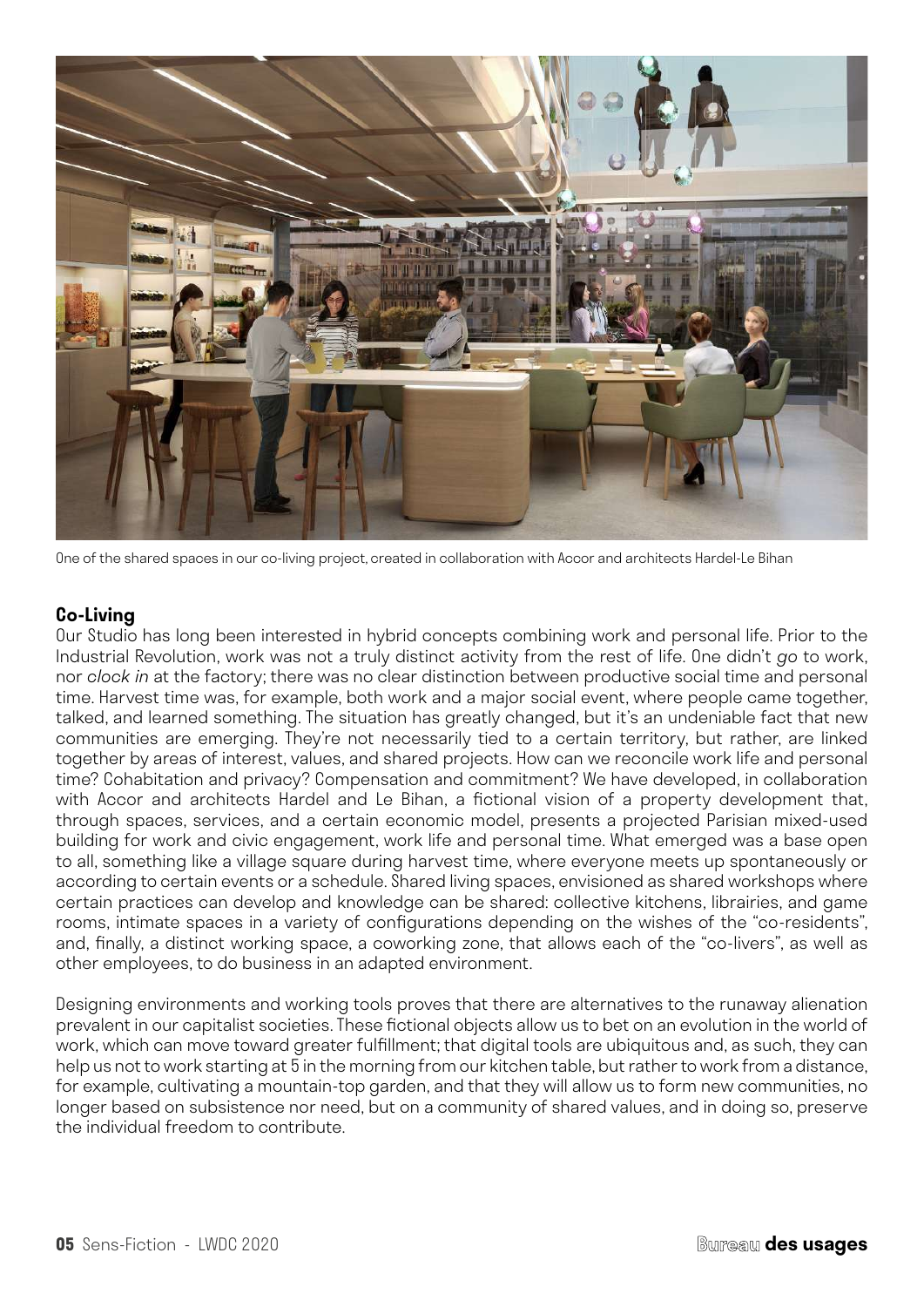One of the shared spaces in our co-living project, created in collaboration with Accor and architects Hardel-Le Bihan

**Co-Living**

Our Studio has long been interested in hybrid concepts combining work and personal life. Prior to the Industrial Revolution, work was not a truly distinct activity from the rest of life. One didn't *go* to work, nor *clock in* at the factory; there was no clear distinction between productive social time and personal time. Harvest time was, for example, both work and a major social event, where people came together, talked, and learned something. The situation has greatly changed, but it's an undeniable fact that new communities are emerging. They're not necessarily tied to a certain territory, but rather, are linked together by areas of interest, values, and shared projects. How can we reconcile work life and personal time? Cohabitation and privacy? Compensation and commitment? We have developed, in collaboration with Accor and architects Hardel and Le Bihan, a fictional vision of a property development that, through spaces, services, and a certain economic model, presents a projected Parisian mixed-used building for work and civic engagement, work life and personal time. What emerged was a base open to all, something like a village square during harvest time, where everyone meets up spontaneously or according to certain events or a schedule. Shared living spaces, envisioned as shared workshops where certain practices can develop and knowledge can be shared: collective kitchens, librairies, and game rooms, intimate spaces in a variety of configurations depending on the wishes of the "co-residents", and, finally, a distinct working space, a coworking zone, that allows each of the "co-livers", as well as other employees, to do business in an adapted environment.

Designing environments and working tools proves that there are alternatives to the runaway alienation prevalent in our capitalist societies. These fictional objects allow us to bet on an evolution in the world of work, which can move toward greater fulfillment; that digital tools are ubiquitous and, as such, they can help us not to work starting at 5 in the morning from our kitchen table, but rather to work from a distance, for example, cultivating a mountain-top garden, and that they will allow us to form new communities, no longer based on subsistence nor need, but on a community of shared values, and in doing so, preserve the individual freedom to contribute.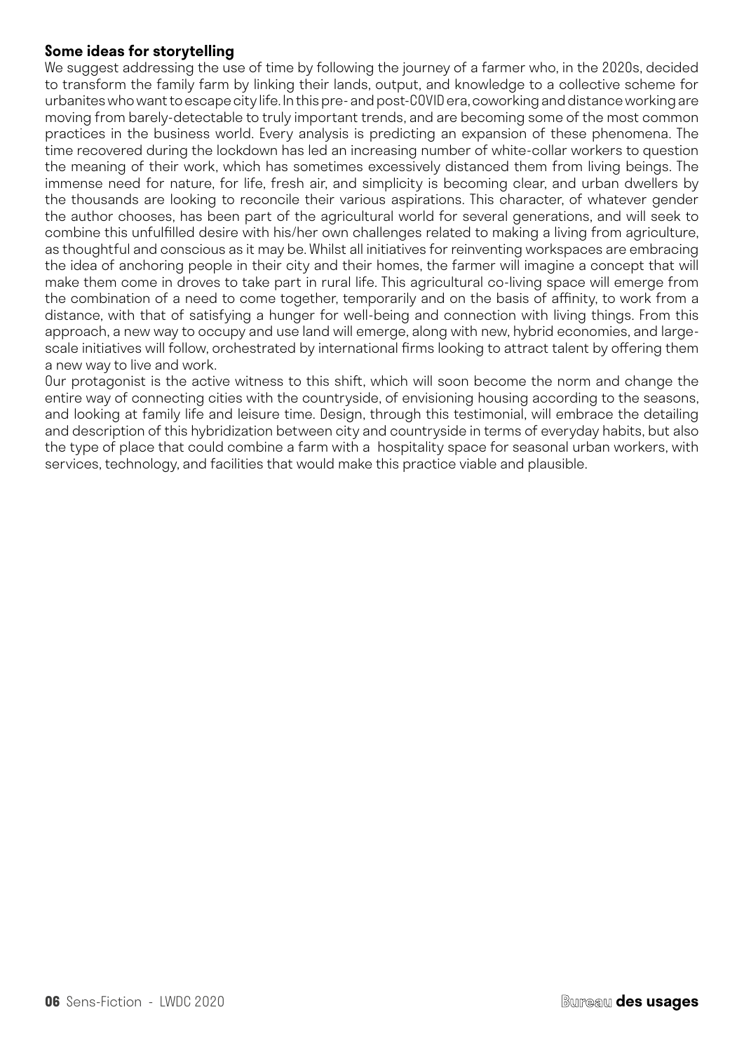**Some ideas for storytelling**

We suggest addressing the use of time by following the journey of a farmer who, in the 2020s, decided to transform the family farm by linking their lands, output, and knowledge to a collective scheme for urbanites who want to escape city life. In this pre- and post-COVID era, coworking and distance working are moving from barely-detectable to truly important trends, and are becoming some of the most common practices in the business world. Every analysis is predicting an expansion of these phenomena. The time recovered during the lockdown has led an increasing number of white-collar workers to question the meaning of their work, which has sometimes excessively distanced them from living beings. The immense need for nature, for life, fresh air, and simplicity is becoming clear, and urban dwellers by the thousands are looking to reconcile their various aspirations. This character, of whatever gender the author chooses, has been part of the agricultural world for several generations, and will seek to combine this unfulfilled desire with his/her own challenges related to making a living from agriculture, as thoughtful and conscious as it may be. Whilst all initiatives for reinventing workspaces are embracing the idea of anchoring people in their city and their homes, the farmer will imagine a concept that will make them come in droves to take part in rural life. This agricultural co-living space will emerge from the combination of a need to come together, temporarily and on the basis of affinity, to work from a distance, with that of satisfying a hunger for well-being and connection with living things. From this approach, a new way to occupy and use land will emerge, along with new, hybrid economies, and large-scale initiatives will follow, orchestrated by international firms looking to attract talent by offering them a new way to live and work.

Our protagonist is the active witness to this shift, which will soon become the norm and change the entire way of connecting cities with the countryside, of envisioning housing according to the seasons, and looking at family life and leisure time. Design, through this testimonial, will embrace the detailing and description of this hybridization between city and countryside in terms of everyday habits, but also the type of place that could combine a farm with a hospitality space for seasonal urban workers, with services, technology, and facilities that would make this practice viable and plausible.